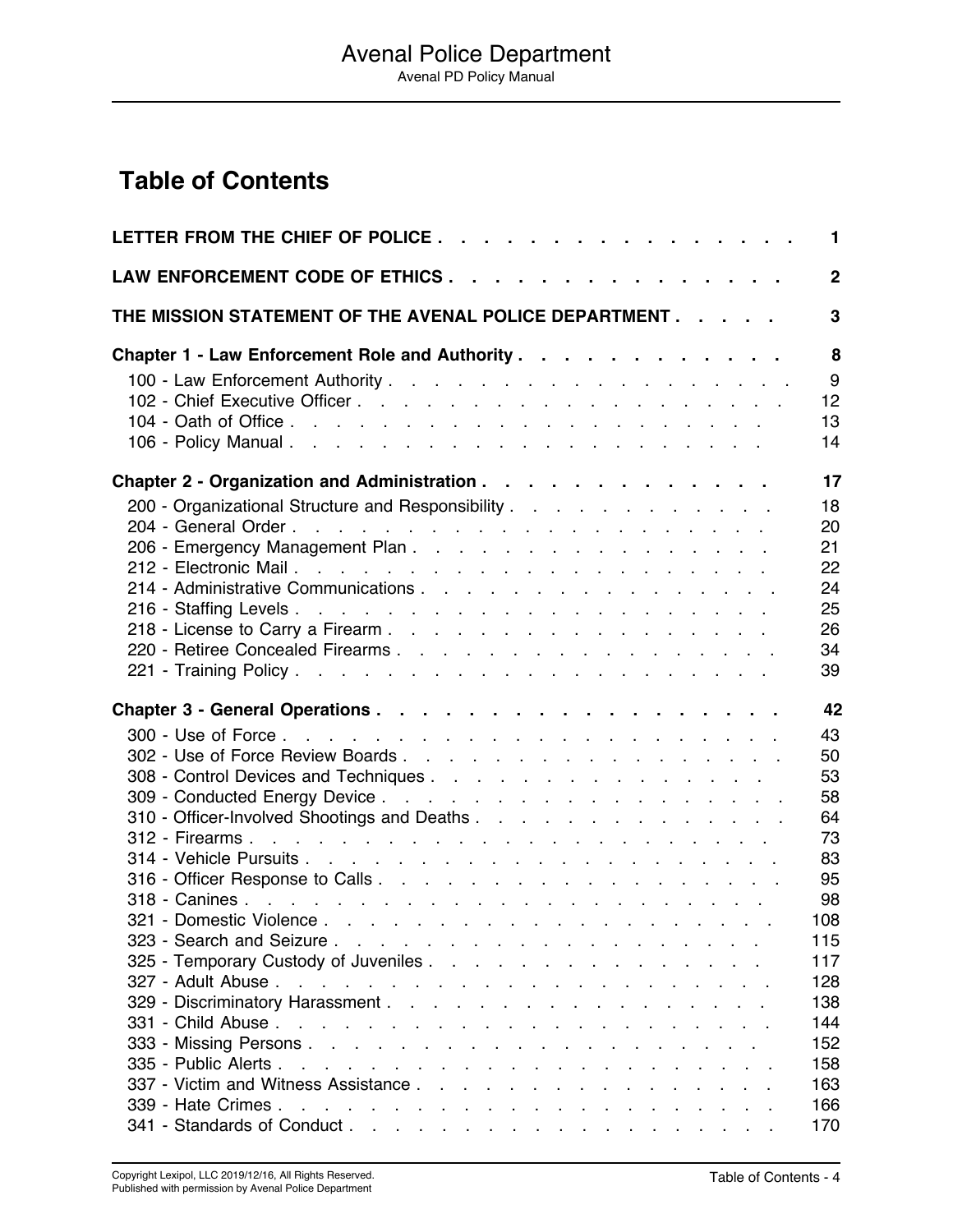# Table of Contents

| | |
|---|---|
| **LETTER FROM THE CHIEF OF POLICE** | **1** |
| **LAW ENFORCEMENT CODE OF ETHICS** | **2** |
| **THE MISSION STATEMENT OF THE AVENAL POLICE DEPARTMENT** | **3** |
| **Chapter 1 - Law Enforcement Role and Authority** | **8** |
| 100 - Law Enforcement Authority | 9 |
| 102 - Chief Executive Officer | 12 |
| 104 - Oath of Office | 13 |
| 106 - Policy Manual | 14 |
| **Chapter 2 - Organization and Administration** | **17** |
| 200 - Organizational Structure and Responsibility | 18 |
| 204 - General Order | 20 |
| 206 - Emergency Management Plan | 21 |
| 212 - Electronic Mail | 22 |
| 214 - Administrative Communications | 24 |
| 216 - Staffing Levels | 25 |
| 218 - License to Carry a Firearm | 26 |
| 220 - Retiree Concealed Firearms | 34 |
| 221 - Training Policy | 39 |
| **Chapter 3 - General Operations** | **42** |
| 300 - Use of Force | 43 |
| 302 - Use of Force Review Boards | 50 |
| 308 - Control Devices and Techniques | 53 |
| 309 - Conducted Energy Device | 58 |
| 310 - Officer-Involved Shootings and Deaths | 64 |
| 312 - Firearms | 73 |
| 314 - Vehicle Pursuits | 83 |
| 316 - Officer Response to Calls | 95 |
| 318 - Canines | 98 |
| 321 - Domestic Violence | 108 |
| 323 - Search and Seizure | 115 |
| 325 - Temporary Custody of Juveniles | 117 |
| 327 - Adult Abuse | 128 |
| 329 - Discriminatory Harassment | 138 |
| 331 - Child Abuse | 144 |
| 333 - Missing Persons | 152 |
| 335 - Public Alerts | 158 |
| 337 - Victim and Witness Assistance | 163 |
| 339 - Hate Crimes | 166 |
| 341 - Standards of Conduct | 170 |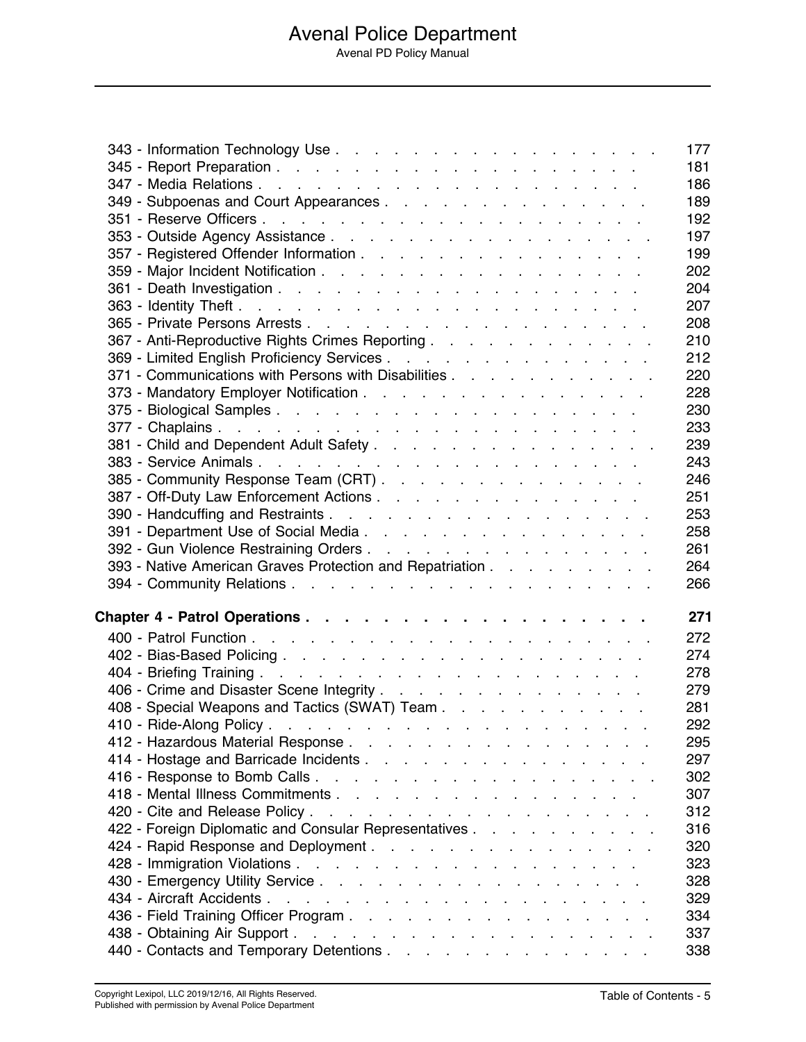343 - Information Technology Use . . . . . . . . . . . . . . . . . . 177
345 - Report Preparation . . . . . . . . . . . . . . . . . . . . . 181
347 - Media Relations . . . . . . . . . . . . . . . . . . . . . . 186
349 - Subpoenas and Court Appearances . . . . . . . . . . . . . . . 189
351 - Reserve Officers . . . . . . . . . . . . . . . . . . . . . . 192
353 - Outside Agency Assistance . . . . . . . . . . . . . . . . . . 197
357 - Registered Offender Information . . . . . . . . . . . . . . . . 199
359 - Major Incident Notification . . . . . . . . . . . . . . . . . . 202
361 - Death Investigation . . . . . . . . . . . . . . . . . . . . . 204
363 - Identity Theft . . . . . . . . . . . . . . . . . . . . . . . 207
365 - Private Persons Arrests . . . . . . . . . . . . . . . . . . . 208
367 - Anti-Reproductive Rights Crimes Reporting . . . . . . . . . . . . 210
369 - Limited English Proficiency Services . . . . . . . . . . . . . . 212
371 - Communications with Persons with Disabilities . . . . . . . . . . . 220
373 - Mandatory Employer Notification . . . . . . . . . . . . . . . . 228
375 - Biological Samples . . . . . . . . . . . . . . . . . . . . . 230
377 - Chaplains . . . . . . . . . . . . . . . . . . . . . . . . . 233
381 - Child and Dependent Adult Safety . . . . . . . . . . . . . . . . 239
383 - Service Animals . . . . . . . . . . . . . . . . . . . . . . 243
385 - Community Response Team (CRT) . . . . . . . . . . . . . . . . 246
387 - Off-Duty Law Enforcement Actions . . . . . . . . . . . . . . . . 251
390 - Handcuffing and Restraints . . . . . . . . . . . . . . . . . . 253
391 - Department Use of Social Media . . . . . . . . . . . . . . . . 258
392 - Gun Violence Restraining Orders . . . . . . . . . . . . . . . . 261
393 - Native American Graves Protection and Repatriation . . . . . . . . . 264
394 - Community Relations . . . . . . . . . . . . . . . . . . . . 266

**Chapter 4 - Patrol Operations . . . . . . . . . . . . . . . . . . . 271**

400 - Patrol Function . . . . . . . . . . . . . . . . . . . . . . 272
402 - Bias-Based Policing . . . . . . . . . . . . . . . . . . . . . 274
404 - Briefing Training . . . . . . . . . . . . . . . . . . . . . . 278
406 - Crime and Disaster Scene Integrity . . . . . . . . . . . . . . . 279
408 - Special Weapons and Tactics (SWAT) Team . . . . . . . . . . . . 281
410 - Ride-Along Policy . . . . . . . . . . . . . . . . . . . . . . 292
412 - Hazardous Material Response . . . . . . . . . . . . . . . . . . 295
414 - Hostage and Barricade Incidents . . . . . . . . . . . . . . . . 297
416 - Response to Bomb Calls . . . . . . . . . . . . . . . . . . . 302
418 - Mental Illness Commitments . . . . . . . . . . . . . . . . . . 307
420 - Cite and Release Policy . . . . . . . . . . . . . . . . . . . 312
422 - Foreign Diplomatic and Consular Representatives . . . . . . . . . . 316
424 - Rapid Response and Deployment . . . . . . . . . . . . . . . . 320
428 - Immigration Violations . . . . . . . . . . . . . . . . . . . . 323
430 - Emergency Utility Service . . . . . . . . . . . . . . . . . . . 328
434 - Aircraft Accidents . . . . . . . . . . . . . . . . . . . . . 329
436 - Field Training Officer Program . . . . . . . . . . . . . . . . . 334
438 - Obtaining Air Support . . . . . . . . . . . . . . . . . . . . 337
440 - Contacts and Temporary Detentions . . . . . . . . . . . . . . . 338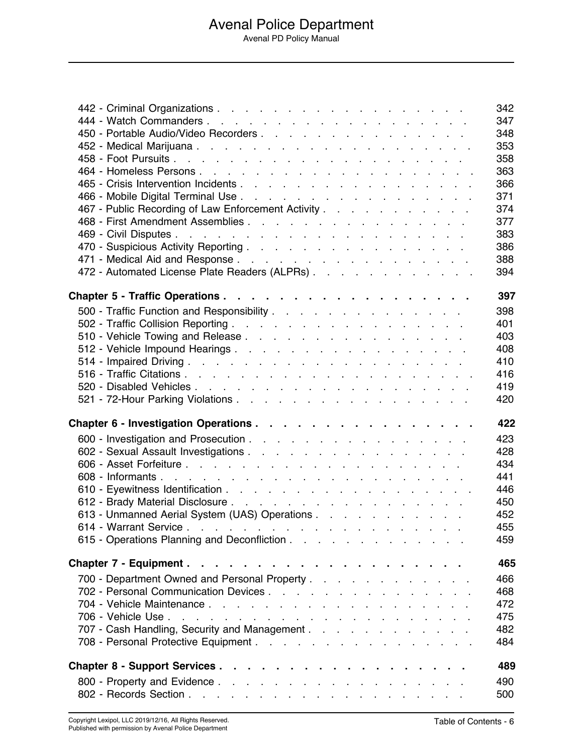442 - Criminal Organizations . . . . . . . . . . . . . . . . . . . . 342
444 - Watch Commanders . . . . . . . . . . . . . . . . . . . . 347
450 - Portable Audio/Video Recorders . . . . . . . . . . . . . . . . . 348
452 - Medical Marijuana . . . . . . . . . . . . . . . . . . . . . 353
458 - Foot Pursuits . . . . . . . . . . . . . . . . . . . . . . 358
464 - Homeless Persons . . . . . . . . . . . . . . . . . . . . . 363
465 - Crisis Intervention Incidents . . . . . . . . . . . . . . . . . . 366
466 - Mobile Digital Terminal Use . . . . . . . . . . . . . . . . . . 371
467 - Public Recording of Law Enforcement Activity . . . . . . . . . . . 374
468 - First Amendment Assemblies . . . . . . . . . . . . . . . . . 377
469 - Civil Disputes . . . . . . . . . . . . . . . . . . . . . . 383
470 - Suspicious Activity Reporting . . . . . . . . . . . . . . . . . 386
471 - Medical Aid and Response . . . . . . . . . . . . . . . . . . 388
472 - Automated License Plate Readers (ALPRs) . . . . . . . . . . . . 394

**Chapter 5 - Traffic Operations . . . . . . . . . . . . . . . . . . . 397**

500 - Traffic Function and Responsibility . . . . . . . . . . . . . . . 398
502 - Traffic Collision Reporting . . . . . . . . . . . . . . . . . . 401
510 - Vehicle Towing and Release . . . . . . . . . . . . . . . . . 403
512 - Vehicle Impound Hearings . . . . . . . . . . . . . . . . . . 408
514 - Impaired Driving . . . . . . . . . . . . . . . . . . . . . 410
516 - Traffic Citations . . . . . . . . . . . . . . . . . . . . . 416
520 - Disabled Vehicles . . . . . . . . . . . . . . . . . . . . . 419
521 - 72-Hour Parking Violations . . . . . . . . . . . . . . . . . . 420

**Chapter 6 - Investigation Operations . . . . . . . . . . . . . . . . . 422**

600 - Investigation and Prosecution . . . . . . . . . . . . . . . . . 423
602 - Sexual Assault Investigations . . . . . . . . . . . . . . . . . 428
606 - Asset Forfeiture . . . . . . . . . . . . . . . . . . . . . 434
608 - Informants . . . . . . . . . . . . . . . . . . . . . . . 441
610 - Eyewitness Identification . . . . . . . . . . . . . . . . . . . 446
612 - Brady Material Disclosure . . . . . . . . . . . . . . . . . . 450
613 - Unmanned Aerial System (UAS) Operations . . . . . . . . . . . . 452
614 - Warrant Service . . . . . . . . . . . . . . . . . . . . . 455
615 - Operations Planning and Deconfliction . . . . . . . . . . . . . . 459

**Chapter 7 - Equipment . . . . . . . . . . . . . . . . . . . . . . 465**

700 - Department Owned and Personal Property . . . . . . . . . . . . . 466
702 - Personal Communication Devices . . . . . . . . . . . . . . . . 468
704 - Vehicle Maintenance . . . . . . . . . . . . . . . . . . . . 472
706 - Vehicle Use . . . . . . . . . . . . . . . . . . . . . . . 475
707 - Cash Handling, Security and Management . . . . . . . . . . . . . 482
708 - Personal Protective Equipment . . . . . . . . . . . . . . . . . 484

**Chapter 8 - Support Services . . . . . . . . . . . . . . . . . . . 489**

800 - Property and Evidence . . . . . . . . . . . . . . . . . . . 490
802 - Records Section . . . . . . . . . . . . . . . . . . . . . 500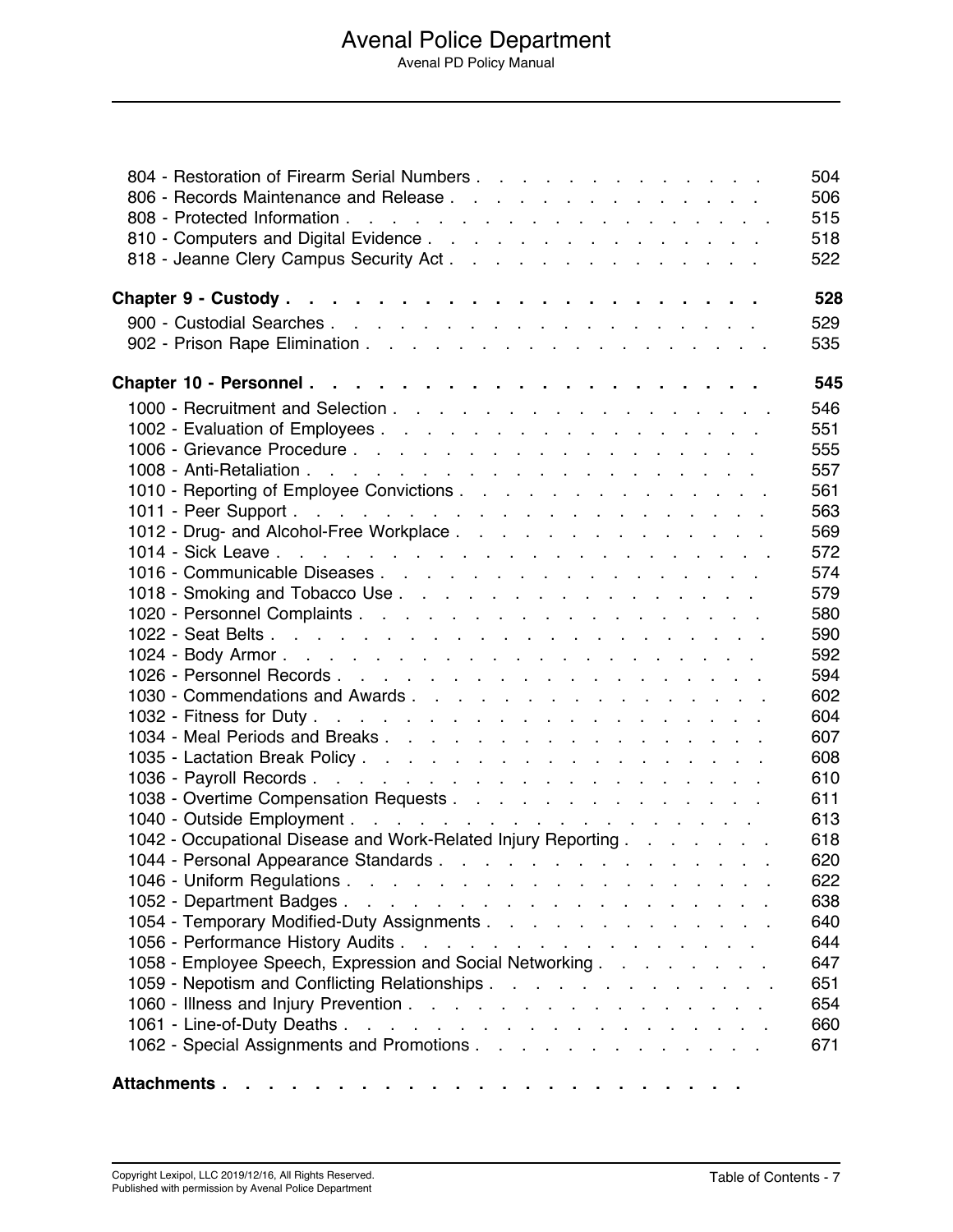804 - Restoration of Firearm Serial Numbers . . . . . . . . . . . . . . 504
806 - Records Maintenance and Release . . . . . . . . . . . . . . 506
808 - Protected Information . . . . . . . . . . . . . . . . . . . 515
810 - Computers and Digital Evidence . . . . . . . . . . . . . . 518
818 - Jeanne Clery Campus Security Act . . . . . . . . . . . . . 522

**Chapter 9 - Custody . . . . . . . . . . . . . . . . . . . . 528**

900 - Custodial Searches . . . . . . . . . . . . . . . . . . . 529
902 - Prison Rape Elimination . . . . . . . . . . . . . . . . . 535

**Chapter 10 - Personnel . . . . . . . . . . . . . . . . . . . 545**

1000 - Recruitment and Selection . . . . . . . . . . . . . . . . 546
1002 - Evaluation of Employees . . . . . . . . . . . . . . . . 551
1006 - Grievance Procedure . . . . . . . . . . . . . . . . . . 555
1008 - Anti-Retaliation . . . . . . . . . . . . . . . . . . . 557
1010 - Reporting of Employee Convictions . . . . . . . . . . . . . 561
1011 - Peer Support . . . . . . . . . . . . . . . . . . . . . 563
1012 - Drug- and Alcohol-Free Workplace . . . . . . . . . . . . . 569
1014 - Sick Leave . . . . . . . . . . . . . . . . . . . . . . 572
1016 - Communicable Diseases . . . . . . . . . . . . . . . . . 574
1018 - Smoking and Tobacco Use . . . . . . . . . . . . . . . . 579
1020 - Personnel Complaints . . . . . . . . . . . . . . . . . . 580
1022 - Seat Belts . . . . . . . . . . . . . . . . . . . . . . 590
1024 - Body Armor . . . . . . . . . . . . . . . . . . . . . . 592
1026 - Personnel Records . . . . . . . . . . . . . . . . . . . 594
1030 - Commendations and Awards . . . . . . . . . . . . . . . . 602
1032 - Fitness for Duty . . . . . . . . . . . . . . . . . . . . 604
1034 - Meal Periods and Breaks . . . . . . . . . . . . . . . . . 607
1035 - Lactation Break Policy . . . . . . . . . . . . . . . . . 608
1036 - Payroll Records . . . . . . . . . . . . . . . . . . . . 610
1038 - Overtime Compensation Requests . . . . . . . . . . . . . . 611
1040 - Outside Employment . . . . . . . . . . . . . . . . . . . 613
1042 - Occupational Disease and Work-Related Injury Reporting . . . . . . . 618
1044 - Personal Appearance Standards . . . . . . . . . . . . . . . 620
1046 - Uniform Regulations . . . . . . . . . . . . . . . . . . . 622
1052 - Department Badges . . . . . . . . . . . . . . . . . . . 638
1054 - Temporary Modified-Duty Assignments . . . . . . . . . . . . . 640
1056 - Performance History Audits . . . . . . . . . . . . . . . . 644
1058 - Employee Speech, Expression and Social Networking . . . . . . . . 647
1059 - Nepotism and Conflicting Relationships . . . . . . . . . . . . . 651
1060 - Illness and Injury Prevention . . . . . . . . . . . . . . . . 654
1061 - Line-of-Duty Deaths . . . . . . . . . . . . . . . . . . . 660
1062 - Special Assignments and Promotions . . . . . . . . . . . . . 671

**Attachments . . . . . . . . . . . . . . . . . . . . . . .**